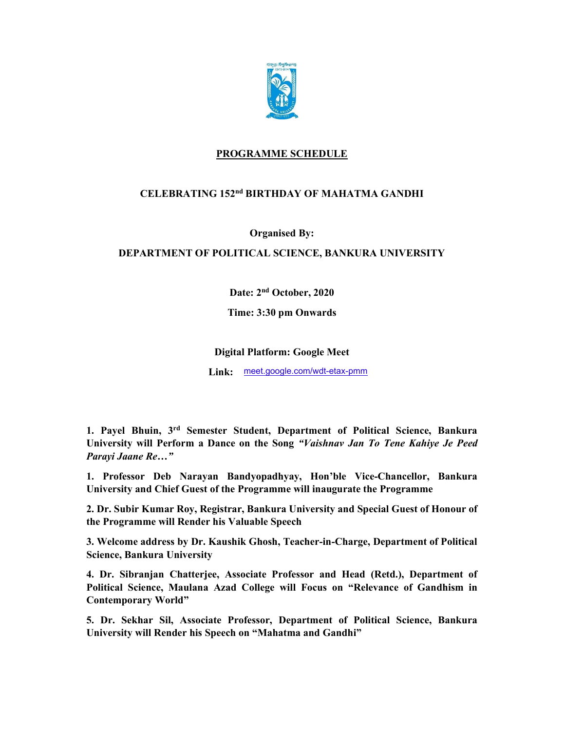## PROGRAMME SCHEDULE

### CELEBRATING 152nd BIRTHDAY OF MAHATMA GANDHI

**Organised By:**

**DEPARTMENT OF POLITICAL SCIENCE, BANKURA UNIVERSITY**

**Date: 2nd October, 2020**

**Time: 3:30 pm Onwards**

**Digital Platform: Google Meet**

**Link:** meet.google.com/wdt-etax-pmm

**1. Payel Bhuin, 3rd Semester Student, Department of Political Science, Bankura University will Perform a Dance on the Song *"Vaishnav Jan To Tene Kahiye Je Peed Parayi Jaane Re…"***

**1. Professor Deb Narayan Bandyopadhyay, Hon'ble Vice-Chancellor, Bankura University and Chief Guest of the Programme will inaugurate the Programme**

**2. Dr. Subir Kumar Roy, Registrar, Bankura University and Special Guest of Honour of the Programme will Render his Valuable Speech**

**3. Welcome address by Dr. Kaushik Ghosh, Teacher-in-Charge, Department of Political Science, Bankura University**

**4. Dr. Sibranjan Chatterjee, Associate Professor and Head (Retd.), Department of Political Science, Maulana Azad College will Focus on "Relevance of Gandhism in Contemporary World"**

**5. Dr. Sekhar Sil, Associate Professor, Department of Political Science, Bankura University will Render his Speech on "Mahatma and Gandhi"**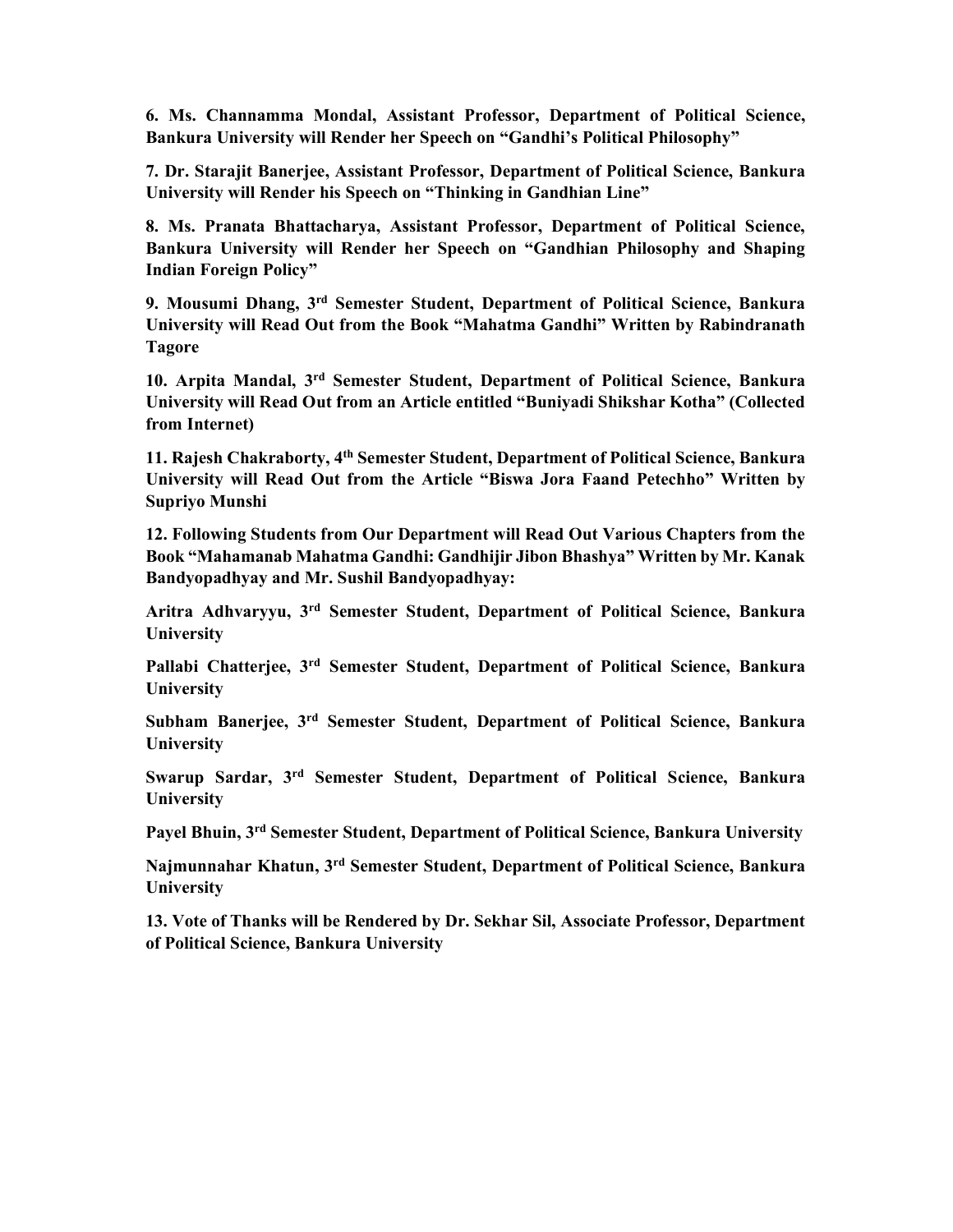**6. Ms. Channamma Mondal, Assistant Professor, Department of Political Science, Bankura University will Render her Speech on "Gandhi's Political Philosophy"**

**7. Dr. Starajit Banerjee, Assistant Professor, Department of Political Science, Bankura University will Render his Speech on "Thinking in Gandhian Line"**

**8. Ms. Pranata Bhattacharya, Assistant Professor, Department of Political Science, Bankura University will Render her Speech on "Gandhian Philosophy and Shaping Indian Foreign Policy"**

**9. Mousumi Dhang, 3rd Semester Student, Department of Political Science, Bankura University will Read Out from the Book "Mahatma Gandhi" Written by Rabindranath Tagore**

**10. Arpita Mandal, 3rd Semester Student, Department of Political Science, Bankura University will Read Out from an Article entitled "Buniyadi Shikshar Kotha" (Collected from Internet)**

**11. Rajesh Chakraborty, 4th Semester Student, Department of Political Science, Bankura University will Read Out from the Article "Biswa Jora Faand Petechho" Written by Supriyo Munshi**

**12. Following Students from Our Department will Read Out Various Chapters from the Book "Mahamanab Mahatma Gandhi: Gandhijir Jibon Bhashya" Written by Mr. Kanak Bandyopadhyay and Mr. Sushil Bandyopadhyay:**

**Aritra Adhvaryyu, 3rd Semester Student, Department of Political Science, Bankura University**

**Pallabi Chatterjee, 3rd Semester Student, Department of Political Science, Bankura University**

**Subham Banerjee, 3rd Semester Student, Department of Political Science, Bankura University**

**Swarup Sardar, 3rd Semester Student, Department of Political Science, Bankura University**

**Payel Bhuin, 3rd Semester Student, Department of Political Science, Bankura University**

**Najmunnahar Khatun, 3rd Semester Student, Department of Political Science, Bankura University**

**13. Vote of Thanks will be Rendered by Dr. Sekhar Sil, Associate Professor, Department of Political Science, Bankura University**